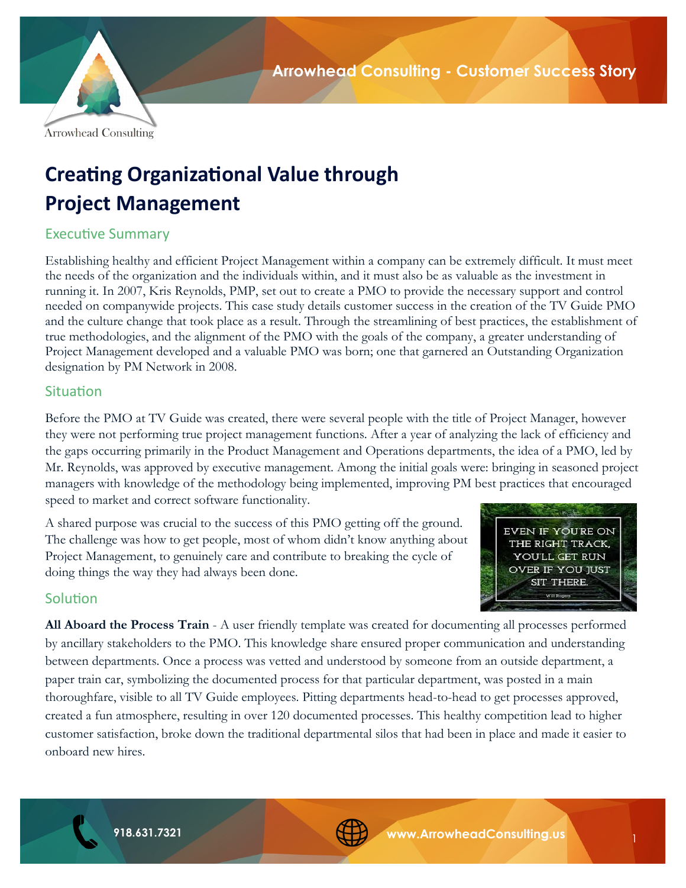Arrowhead Consulting - Customer Success Story

# Creating Organizational Value through Project Management

## Executive Summary

Establishing healthy and efficient Project Management within a company can be extremely difficult. It must meet the needs of the organization and the individuals within, and it must also be as valuable as the investment in running it. In 2007, Kris Reynolds, PMP, set out to create a PMO to provide the necessary support and control needed on companywide projects. This case study details customer success in the creation of the TV Guide PMO and the culture change that took place as a result. Through the streamlining of best practices, the establishment of true methodologies, and the alignment of the PMO with the goals of the company, a greater understanding of Project Management developed and a valuable PMO was born; one that garnered an Outstanding Organization designation by PM Network in 2008.

## Situation

Before the PMO at TV Guide was created, there were several people with the title of Project Manager, however they were not performing true project management functions. After a year of analyzing the lack of efficiency and the gaps occurring primarily in the Product Management and Operations departments, the idea of a PMO, led by Mr. Reynolds, was approved by executive management. Among the initial goals were: bringing in seasoned project managers with knowledge of the methodology being implemented, improving PM best practices that encouraged speed to market and correct software functionality.

A shared purpose was crucial to the success of this PMO getting off the ground. The challenge was how to get people, most of whom didn't know anything about Project Management, to genuinely care and contribute to breaking the cycle of doing things the way they had always been done.

EVEN IF YOU'RE ON THE RIGHT TRACK, YOU'LL GET RUN OVER IF YOU JUST SIT THERE.
Will Rogers

## Solution

**All Aboard the Process Train** - A user friendly template was created for documenting all processes performed by ancillary stakeholders to the PMO. This knowledge share ensured proper communication and understanding between departments. Once a process was vetted and understood by someone from an outside department, a paper train car, symbolizing the documented process for that particular department, was posted in a main thoroughfare, visible to all TV Guide employees. Pitting departments head-to-head to get processes approved, created a fun atmosphere, resulting in over 120 documented processes. This healthy competition lead to higher customer satisfaction, broke down the traditional departmental silos that had been in place and made it easier to onboard new hires.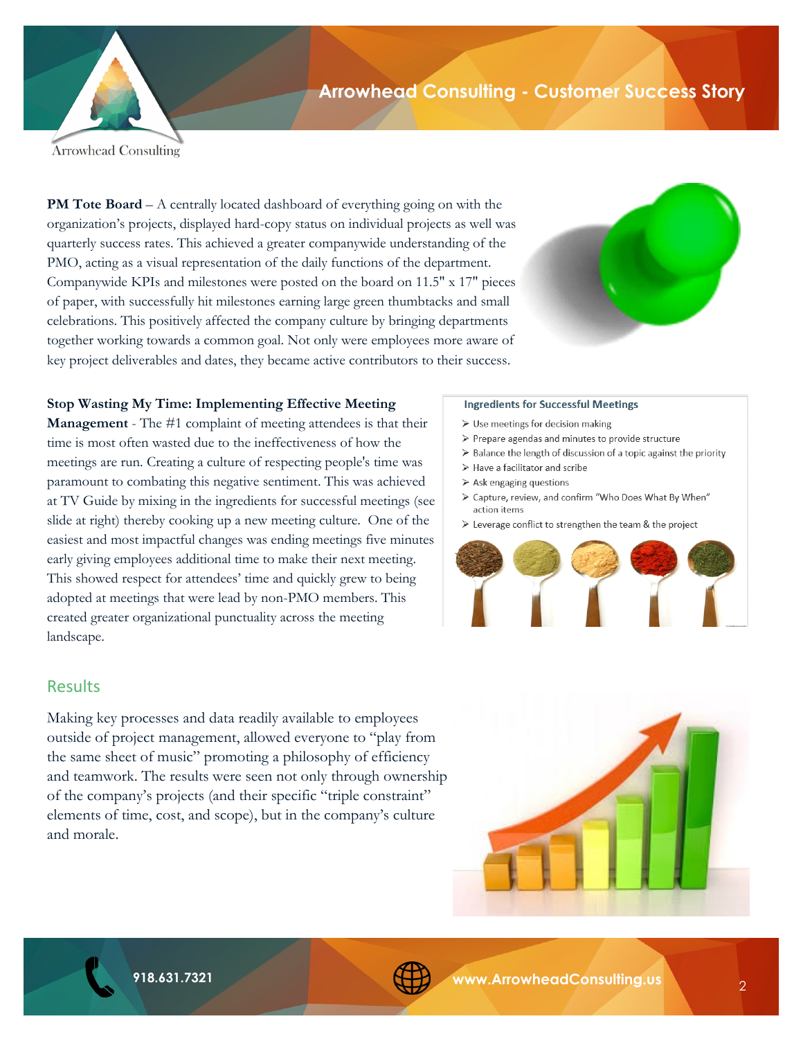**PM Tote Board** – A centrally located dashboard of everything going on with the organization's projects, displayed hard-copy status on individual projects as well was quarterly success rates. This achieved a greater companywide understanding of the PMO, acting as a visual representation of the daily functions of the department. Companywide KPIs and milestones were posted on the board on 11.5" x 17" pieces of paper, with successfully hit milestones earning large green thumbtacks and small celebrations. This positively affected the company culture by bringing departments together working towards a common goal. Not only were employees more aware of key project deliverables and dates, they became active contributors to their success.

**Stop Wasting My Time: Implementing Effective Meeting Management** - The #1 complaint of meeting attendees is that their time is most often wasted due to the ineffectiveness of how the meetings are run. Creating a culture of respecting people's time was paramount to combating this negative sentiment. This was achieved at TV Guide by mixing in the ingredients for successful meetings (see slide at right) thereby cooking up a new meeting culture. One of the easiest and most impactful changes was ending meetings five minutes early giving employees additional time to make their next meeting. This showed respect for attendees' time and quickly grew to being adopted at meetings that were lead by non-PMO members. This created greater organizational punctuality across the meeting landscape.

**Ingredients for Successful Meetings**

- Use meetings for decision making
- Prepare agendas and minutes to provide structure
- Balance the length of discussion of a topic against the priority
- Have a facilitator and scribe
- Ask engaging questions
- Capture, review, and confirm "Who Does What By When" action items
- Leverage conflict to strengthen the team & the project

## Results

Making key processes and data readily available to employees outside of project management, allowed everyone to "play from the same sheet of music" promoting a philosophy of efficiency and teamwork. The results were seen not only through ownership of the company's projects (and their specific "triple constraint" elements of time, cost, and scope), but in the company's culture and morale.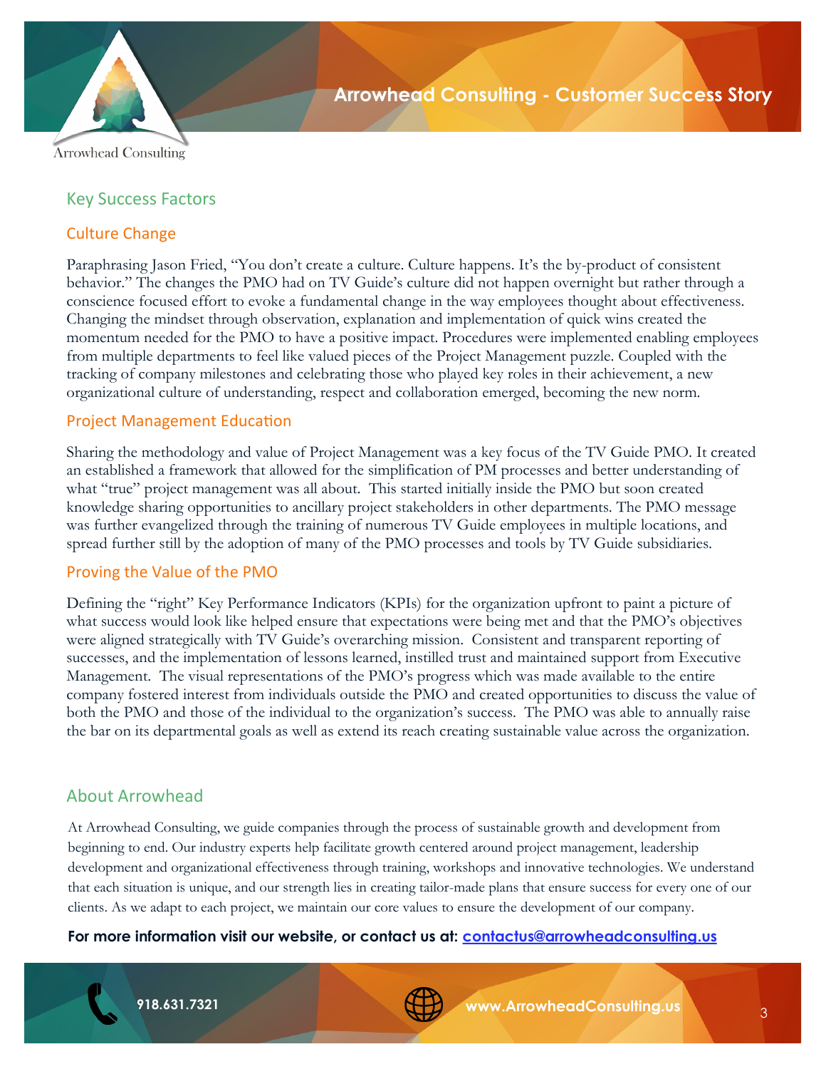## Key Success Factors

### Culture Change

Paraphrasing Jason Fried, "You don't create a culture. Culture happens. It's the by-product of consistent behavior." The changes the PMO had on TV Guide's culture did not happen overnight but rather through a conscience focused effort to evoke a fundamental change in the way employees thought about effectiveness. Changing the mindset through observation, explanation and implementation of quick wins created the momentum needed for the PMO to have a positive impact. Procedures were implemented enabling employees from multiple departments to feel like valued pieces of the Project Management puzzle. Coupled with the tracking of company milestones and celebrating those who played key roles in their achievement, a new organizational culture of understanding, respect and collaboration emerged, becoming the new norm.

### Project Management Education

Sharing the methodology and value of Project Management was a key focus of the TV Guide PMO. It created an established a framework that allowed for the simplification of PM processes and better understanding of what "true" project management was all about. This started initially inside the PMO but soon created knowledge sharing opportunities to ancillary project stakeholders in other departments. The PMO message was further evangelized through the training of numerous TV Guide employees in multiple locations, and spread further still by the adoption of many of the PMO processes and tools by TV Guide subsidiaries.

### Proving the Value of the PMO

Defining the "right" Key Performance Indicators (KPIs) for the organization upfront to paint a picture of what success would look like helped ensure that expectations were being met and that the PMO's objectives were aligned strategically with TV Guide's overarching mission. Consistent and transparent reporting of successes, and the implementation of lessons learned, instilled trust and maintained support from Executive Management. The visual representations of the PMO's progress which was made available to the entire company fostered interest from individuals outside the PMO and created opportunities to discuss the value of both the PMO and those of the individual to the organization's success. The PMO was able to annually raise the bar on its departmental goals as well as extend its reach creating sustainable value across the organization.

## About Arrowhead

At Arrowhead Consulting, we guide companies through the process of sustainable growth and development from beginning to end. Our industry experts help facilitate growth centered around project management, leadership development and organizational effectiveness through training, workshops and innovative technologies. We understand that each situation is unique, and our strength lies in creating tailor-made plans that ensure success for every one of our clients. As we adapt to each project, we maintain our core values to ensure the development of our company.

**For more information visit our website, or contact us at: contactus@arrowheadconsulting.us**

918.631.7321

www.ArrowheadConsulting.us